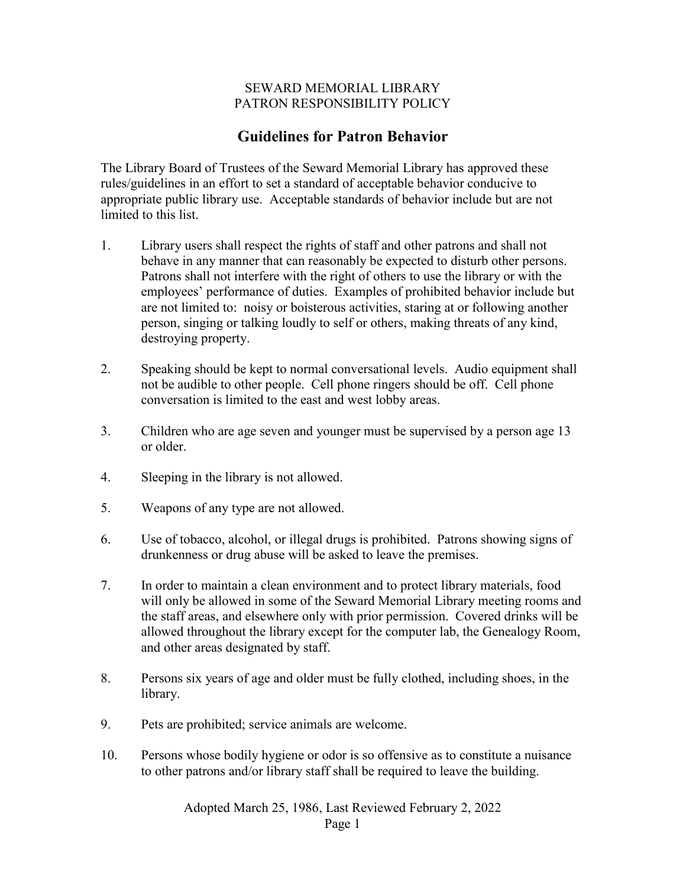SEWARD MEMORIAL LIBRARY
PATRON RESPONSIBILITY POLICY

## Guidelines for Patron Behavior

The Library Board of Trustees of the Seward Memorial Library has approved these rules/guidelines in an effort to set a standard of acceptable behavior conducive to appropriate public library use. Acceptable standards of behavior include but are not limited to this list.

1. Library users shall respect the rights of staff and other patrons and shall not behave in any manner that can reasonably be expected to disturb other persons. Patrons shall not interfere with the right of others to use the library or with the employees' performance of duties. Examples of prohibited behavior include but are not limited to: noisy or boisterous activities, staring at or following another person, singing or talking loudly to self or others, making threats of any kind, destroying property.

2. Speaking should be kept to normal conversational levels. Audio equipment shall not be audible to other people. Cell phone ringers should be off. Cell phone conversation is limited to the east and west lobby areas.

3. Children who are age seven and younger must be supervised by a person age 13 or older.

4. Sleeping in the library is not allowed.

5. Weapons of any type are not allowed.

6. Use of tobacco, alcohol, or illegal drugs is prohibited. Patrons showing signs of drunkenness or drug abuse will be asked to leave the premises.

7. In order to maintain a clean environment and to protect library materials, food will only be allowed in some of the Seward Memorial Library meeting rooms and the staff areas, and elsewhere only with prior permission. Covered drinks will be allowed throughout the library except for the computer lab, the Genealogy Room, and other areas designated by staff.

8. Persons six years of age and older must be fully clothed, including shoes, in the library.

9. Pets are prohibited; service animals are welcome.

10. Persons whose bodily hygiene or odor is so offensive as to constitute a nuisance to other patrons and/or library staff shall be required to leave the building.

Adopted March 25, 1986, Last Reviewed February 2, 2022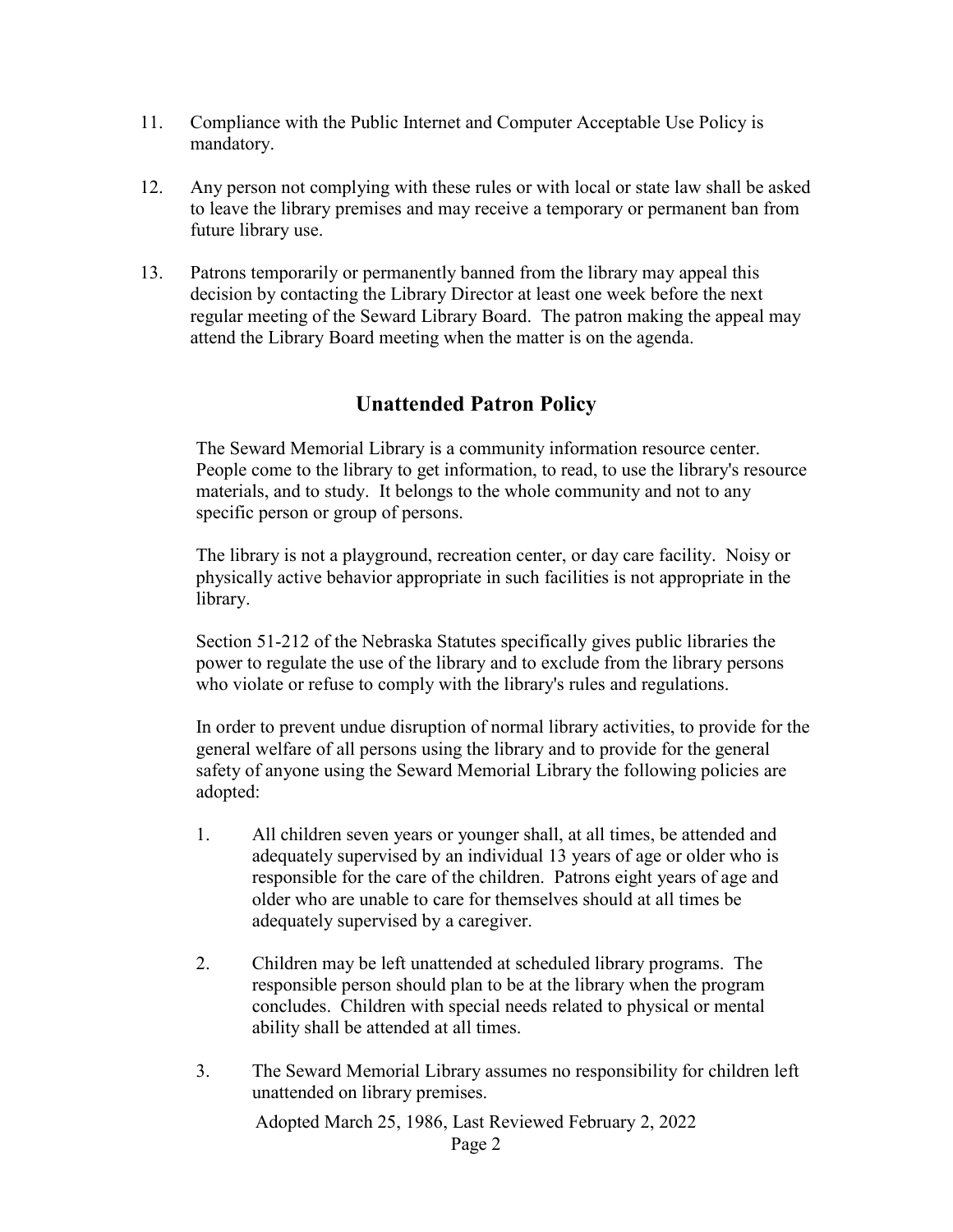11. Compliance with the Public Internet and Computer Acceptable Use Policy is mandatory.

12. Any person not complying with these rules or with local or state law shall be asked to leave the library premises and may receive a temporary or permanent ban from future library use.

13. Patrons temporarily or permanently banned from the library may appeal this decision by contacting the Library Director at least one week before the next regular meeting of the Seward Library Board. The patron making the appeal may attend the Library Board meeting when the matter is on the agenda.

## Unattended Patron Policy

The Seward Memorial Library is a community information resource center. People come to the library to get information, to read, to use the library's resource materials, and to study. It belongs to the whole community and not to any specific person or group of persons.

The library is not a playground, recreation center, or day care facility. Noisy or physically active behavior appropriate in such facilities is not appropriate in the library.

Section 51-212 of the Nebraska Statutes specifically gives public libraries the power to regulate the use of the library and to exclude from the library persons who violate or refuse to comply with the library's rules and regulations.

In order to prevent undue disruption of normal library activities, to provide for the general welfare of all persons using the library and to provide for the general safety of anyone using the Seward Memorial Library the following policies are adopted:

1. All children seven years or younger shall, at all times, be attended and adequately supervised by an individual 13 years of age or older who is responsible for the care of the children. Patrons eight years of age and older who are unable to care for themselves should at all times be adequately supervised by a caregiver.

2. Children may be left unattended at scheduled library programs. The responsible person should plan to be at the library when the program concludes. Children with special needs related to physical or mental ability shall be attended at all times.

3. The Seward Memorial Library assumes no responsibility for children left unattended on library premises.

Adopted March 25, 1986, Last Reviewed February 2, 2022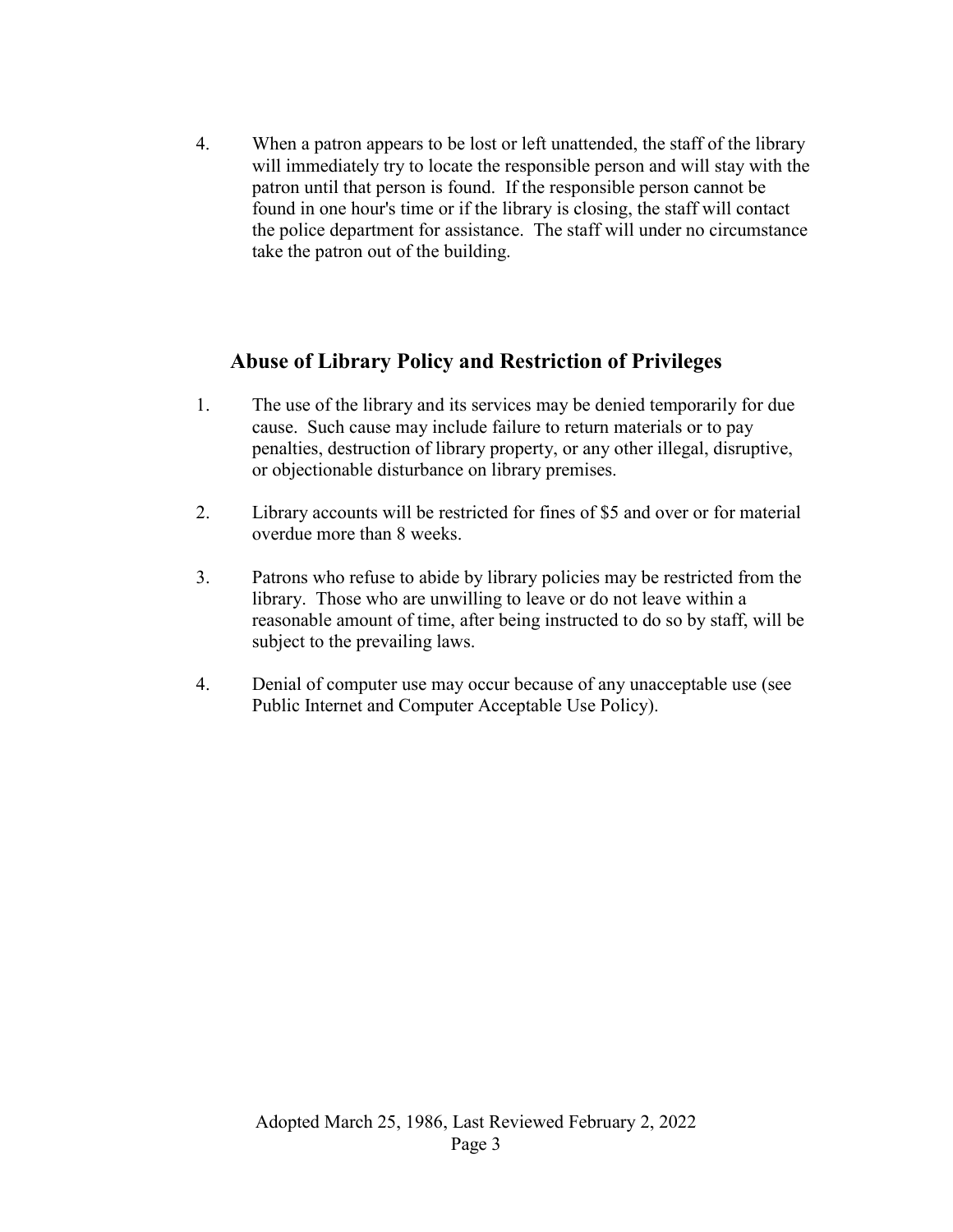4. When a patron appears to be lost or left unattended, the staff of the library will immediately try to locate the responsible person and will stay with the patron until that person is found. If the responsible person cannot be found in one hour's time or if the library is closing, the staff will contact the police department for assistance. The staff will under no circumstance take the patron out of the building.

## Abuse of Library Policy and Restriction of Privileges

1. The use of the library and its services may be denied temporarily for due cause. Such cause may include failure to return materials or to pay penalties, destruction of library property, or any other illegal, disruptive, or objectionable disturbance on library premises.

2. Library accounts will be restricted for fines of $5 and over or for material overdue more than 8 weeks.

3. Patrons who refuse to abide by library policies may be restricted from the library. Those who are unwilling to leave or do not leave within a reasonable amount of time, after being instructed to do so by staff, will be subject to the prevailing laws.

4. Denial of computer use may occur because of any unacceptable use (see Public Internet and Computer Acceptable Use Policy).

Adopted March 25, 1986, Last Reviewed February 2, 2022